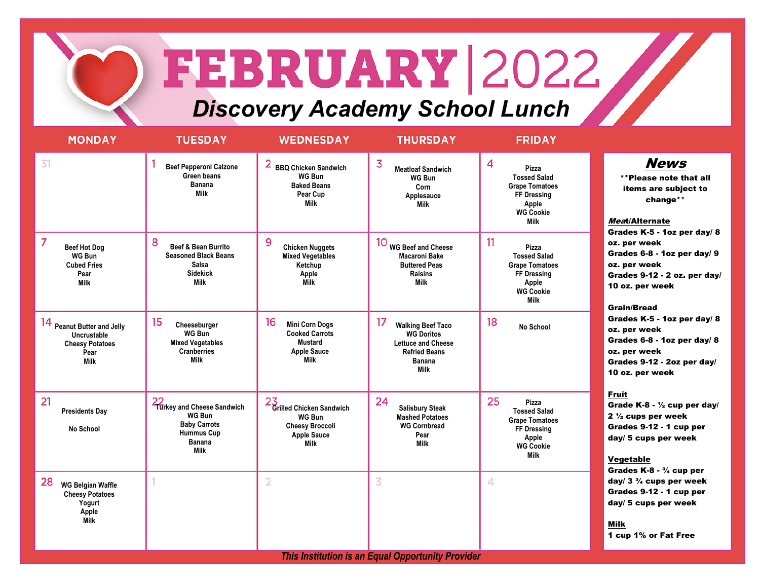# FEBRUARY | 2022

## Discovery Academy School Lunch

| MONDAY | TUESDAY | WEDNESDAY | THURSDAY | FRIDAY |
|---|---|---|---|---|
| 31 | 1 Beef Pepperoni Calzone<br>Green beans<br>Banana<br>Milk | 2 BBQ Chicken Sandwich<br>WG Bun<br>Baked Beans<br>Pear Cup<br>Milk | 3 Meatloaf Sandwich<br>WG Bun<br>Corn<br>Applesauce<br>Milk | 4 Pizza<br>Tossed Salad<br>Grape Tomatoes<br>FF Dressing<br>Apple<br>WG Cookie<br>Milk |
| 7 Beef Hot Dog<br>WG Bun<br>Cubed Fries<br>Pear<br>Milk | 8 Beef & Bean Burrito<br>Seasoned Black Beans<br>Salsa<br>Sidekick<br>Milk | 9 Chicken Nuggets<br>Mixed Vegetables<br>Ketchup<br>Apple<br>Milk | 10 WG Beef and Cheese<br>Macaroni Bake<br>Buttered Peas<br>Raisins<br>Milk | 11 Pizza<br>Tossed Salad<br>Grape Tomatoes<br>FF Dressing<br>Apple<br>WG Cookie<br>Milk |
| 14 Peanut Butter and Jelly<br>Uncrustable<br>Cheesy Potatoes<br>Pear<br>Milk | 15 Cheeseburger<br>WG Bun<br>Mixed Vegetables<br>Cranberries<br>Milk | 16 Mini Corn Dogs<br>Cooked Carrots<br>Mustard<br>Apple Sauce<br>Milk | 17 Walking Beef Taco<br>WG Doritos<br>Lettuce and Cheese<br>Refried Beans<br>Banana<br>Milk | 18 No School |
| 21 Presidents Day<br><br>No School | 22 Turkey and Cheese Sandwich<br>WG Bun<br>Baby Carrots<br>Hummus Cup<br>Banana<br>Milk | 23 Grilled Chicken Sandwich<br>WG Bun<br>Cheesy Broccoli<br>Apple Sauce<br>Milk | 24 Salisbury Steak<br>Mashed Potatoes<br>WG Cornbread<br>Pear<br>Milk | 25 Pizza<br>Tossed Salad<br>Grape Tomatoes<br>FF Dressing<br>Apple<br>WG Cookie<br>Milk |
| 28 WG Belgian Waffle<br>Cheesy Potatoes<br>Yogurt<br>Apple<br>Milk | 1 | 2 | 3 | 4 |

## News

****Please note that all items are subject to change****

**Meat/Alternate**
**Grades K-5 - 1oz per day/ 8 oz. per week**
**Grades 6-8 - 1oz per day/ 9 oz. per week**
**Grades 9-12 - 2 oz. per day/ 10 oz. per week**

**Grain/Bread**
**Grades K-5 - 1oz per day/ 8 oz. per week**
**Grades 6-8 - 1oz per day/ 8 oz. per week**
**Grades 9-12 - 2oz per day/ 10 oz. per week**

**Fruit**
**Grade K-8 - ½ cup per day/ 2 ½ cups per week**
**Grades 9-12 - 1 cup per day/ 5 cups per week**

**Vegetable**
**Grades K-8 - ¾ cup per day/ 3 ¾ cups per week**
**Grades 9-12 - 1 cup per day/ 5 cups per week**

**Milk**
**1 cup 1% or Fat Free**

*This Institution is an Equal Opportunity Provider*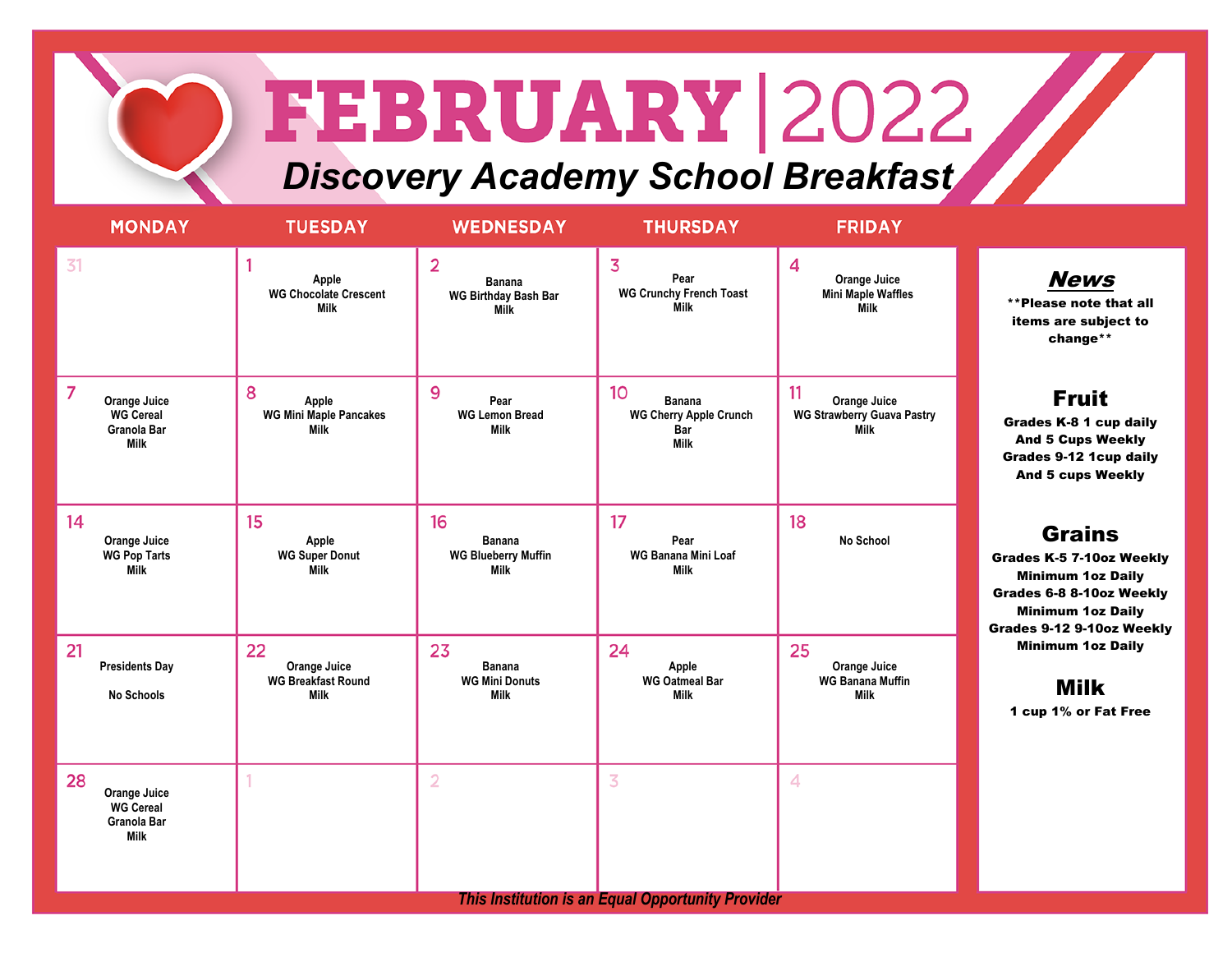# FEBRUARY | 2022

## Discovery Academy School Breakfast

| MONDAY | TUESDAY | WEDNESDAY | THURSDAY | FRIDAY |
|---|---|---|---|---|
| 31 | 1<br>Apple<br>WG Chocolate Crescent<br>Milk | 2<br>Banana<br>WG Birthday Bash Bar<br>Milk | 3<br>Pear<br>WG Crunchy French Toast<br>Milk | 4<br>Orange Juice<br>Mini Maple Waffles<br>Milk |
| 7<br>Orange Juice<br>WG Cereal<br>Granola Bar<br>Milk | 8<br>Apple<br>WG Mini Maple Pancakes<br>Milk | 9<br>Pear<br>WG Lemon Bread<br>Milk | 10<br>Banana<br>WG Cherry Apple Crunch Bar<br>Milk | 11<br>Orange Juice<br>WG Strawberry Guava Pastry<br>Milk |
| 14<br>Orange Juice<br>WG Pop Tarts<br>Milk | 15<br>Apple<br>WG Super Donut<br>Milk | 16<br>Banana<br>WG Blueberry Muffin<br>Milk | 17<br>Pear<br>WG Banana Mini Loaf<br>Milk | 18<br>No School |
| 21<br>Presidents Day<br><br>No Schools | 22<br>Orange Juice<br>WG Breakfast Round<br>Milk | 23<br>Banana<br>WG Mini Donuts<br>Milk | 24<br>Apple<br>WG Oatmeal Bar<br>Milk | 25<br>Orange Juice<br>WG Banana Muffin<br>Milk |
| 28<br>Orange Juice<br>WG Cereal<br>Granola Bar<br>Milk | 1 | 2 | 3 | 4 |

### *News*

**\*\*Please note that all items are subject to change\*\***

### Fruit

**Grades K-8 1 cup daily**
**And 5 Cups Weekly**
**Grades 9-12 1cup daily**
**And 5 cups Weekly**

### Grains

**Grades K-5 7-10oz Weekly**
**Minimum 1oz Daily**
**Grades 6-8 8-10oz Weekly**
**Minimum 1oz Daily**
**Grades 9-12 9-10oz Weekly**
**Minimum 1oz Daily**

### Milk

**1 cup 1% or Fat Free**

*This Institution is an Equal Opportunity Provider*